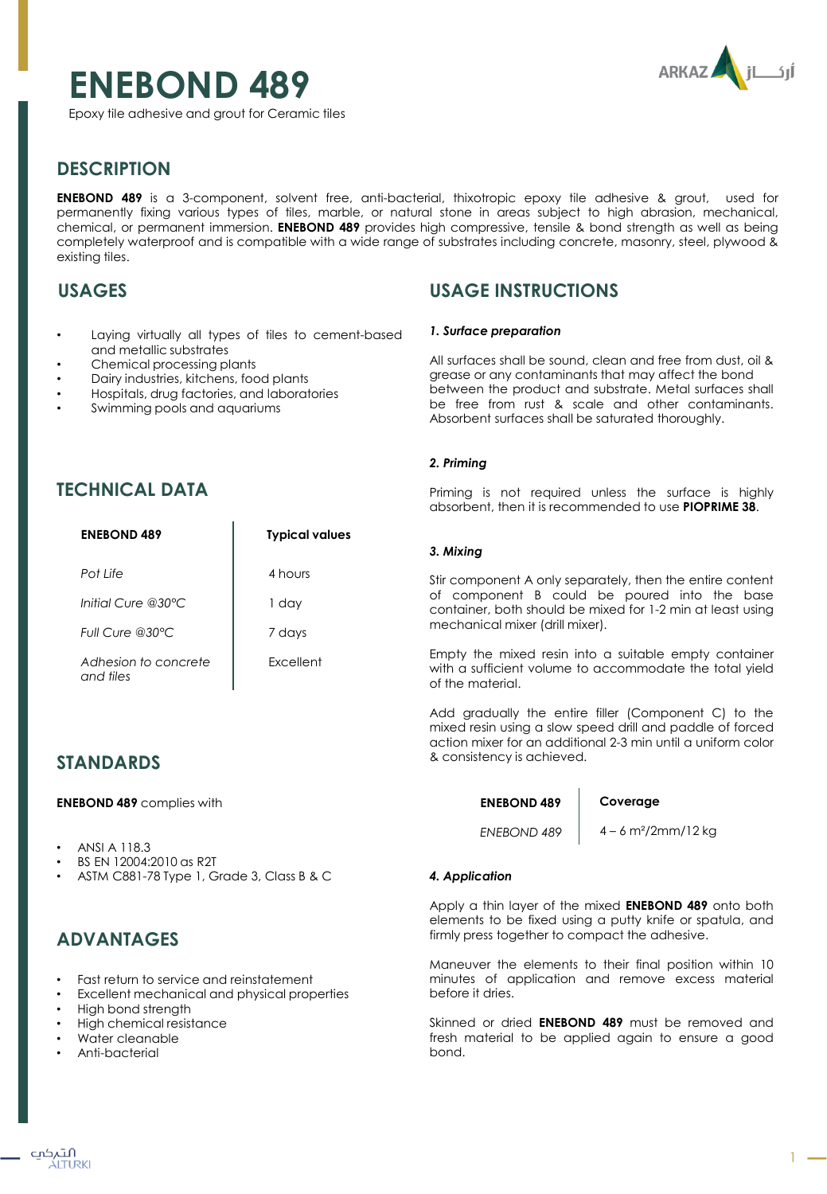# ENEBOND 489

Epoxy tile adhesive and grout for Ceramic tiles

## DESCRIPTION

**ENEBOND 489** is a 3-component, solvent free, anti-bacterial, thixotropic epoxy tile adhesive & grout, used for permanently fixing various types of tiles, marble, or natural stone in areas subject to high abrasion, mechanical, chemical, or permanent immersion. **ENEBOND 489** provides high compressive, tensile & bond strength as well as being completely waterproof and is compatible with a wide range of substrates including concrete, masonry, steel, plywood & existing tiles.

## USAGES

- Laying virtually all types of tiles to cement-based and metallic substrates
- Chemical processing plants
- Dairy industries, kitchens, food plants
- Hospitals, drug factories, and laboratories
- Swimming pools and aquariums

## TECHNICAL DATA

| ENEBOND 489 | Typical values |
|---|---|
| *Pot Life* | 4 hours |
| *Initial Cure @30°C* | 1 day |
| *Full Cure @30°C* | 7 days |
| *Adhesion to concrete and tiles* | Excellent |

## STANDARDS

**ENEBOND 489** complies with

- ANSI A 118.3
- BS EN 12004:2010 as R2T
- ASTM C881-78 Type 1, Grade 3, Class B & C

## ADVANTAGES

- Fast return to service and reinstatement
- Excellent mechanical and physical properties
- High bond strength
- High chemical resistance
- Water cleanable
- Anti-bacterial

## USAGE INSTRUCTIONS

***1. Surface preparation***

All surfaces shall be sound, clean and free from dust, oil & grease or any contaminants that may affect the bond between the product and substrate. Metal surfaces shall be free from rust & scale and other contaminants. Absorbent surfaces shall be saturated thoroughly.

***2. Priming***

Priming is not required unless the surface is highly absorbent, then it is recommended to use **PIOPRIME 38**.

***3. Mixing***

Stir component A only separately, then the entire content of component B could be poured into the base container, both should be mixed for 1-2 min at least using mechanical mixer (drill mixer).

Empty the mixed resin into a suitable empty container with a sufficient volume to accommodate the total yield of the material.

Add gradually the entire filler (Component C) to the mixed resin using a slow speed drill and paddle of forced action mixer for an additional 2-3 min until a uniform color & consistency is achieved.

| ENEBOND 489 | Coverage |
|---|---|
| *ENEBOND 489* | 4 – 6 m²/2mm/12 kg |

***4. Application***

Apply a thin layer of the mixed **ENEBOND 489** onto both elements to be fixed using a putty knife or spatula, and firmly press together to compact the adhesive.

Maneuver the elements to their final position within 10 minutes of application and remove excess material before it dries.

Skinned or dried **ENEBOND 489** must be removed and fresh material to be applied again to ensure a good bond.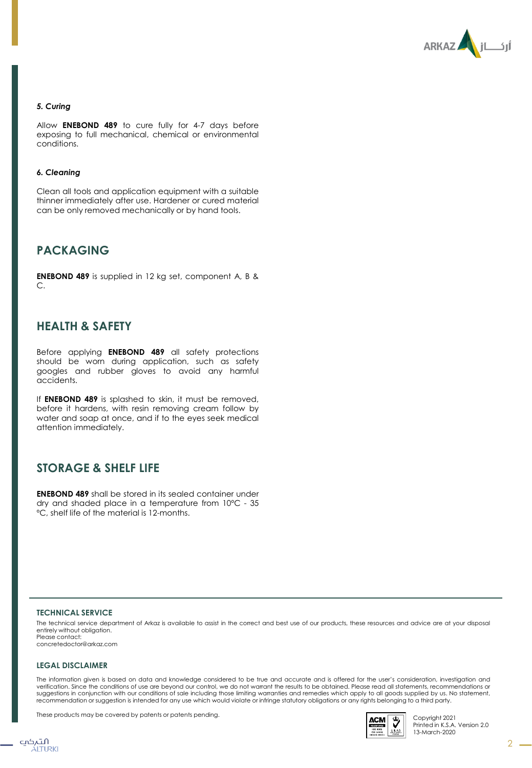*5. Curing*

Allow **ENEBOND 489** to cure fully for 4-7 days before exposing to full mechanical, chemical or environmental conditions.

*6. Cleaning*

Clean all tools and application equipment with a suitable thinner immediately after use. Hardener or cured material can be only removed mechanically or by hand tools.

## PACKAGING

**ENEBOND 489** is supplied in 12 kg set, component A, B & C.

## HEALTH & SAFETY

Before applying **ENEBOND 489** all safety protections should be worn during application, such as safety googles and rubber gloves to avoid any harmful accidents.

If **ENEBOND 489** is splashed to skin, it must be removed, before it hardens, with resin removing cream follow by water and soap at once, and if to the eyes seek medical attention immediately.

## STORAGE & SHELF LIFE

**ENEBOND 489** shall be stored in its sealed container under dry and shaded place in a temperature from 10°C - 35 °C, shelf life of the material is 12-months.

### TECHNICAL SERVICE

The technical service department of Arkaz is available to assist in the correct and best use of our products, these resources and advice are at your disposal entirely without obligation.
Please contact:
concretedoctor@arkaz.com

### LEGAL DISCLAIMER

The information given is based on data and knowledge considered to be true and accurate and is offered for the user's consideration, investigation and verification. Since the conditions of use are beyond our control, we do not warrant the results to be obtained. Please read all statements, recommendations or suggestions in conjunction with our conditions of sale including those limiting warranties and remedies which apply to all goods supplied by us. No statement, recommendation or suggestion is intended for any use which would violate or infringe statutory obligations or any rights belonging to a third party.

These products may be covered by patents or patents pending.

Copyright 2021
Printed in K.S.A. Version 2.0
13-March-2020